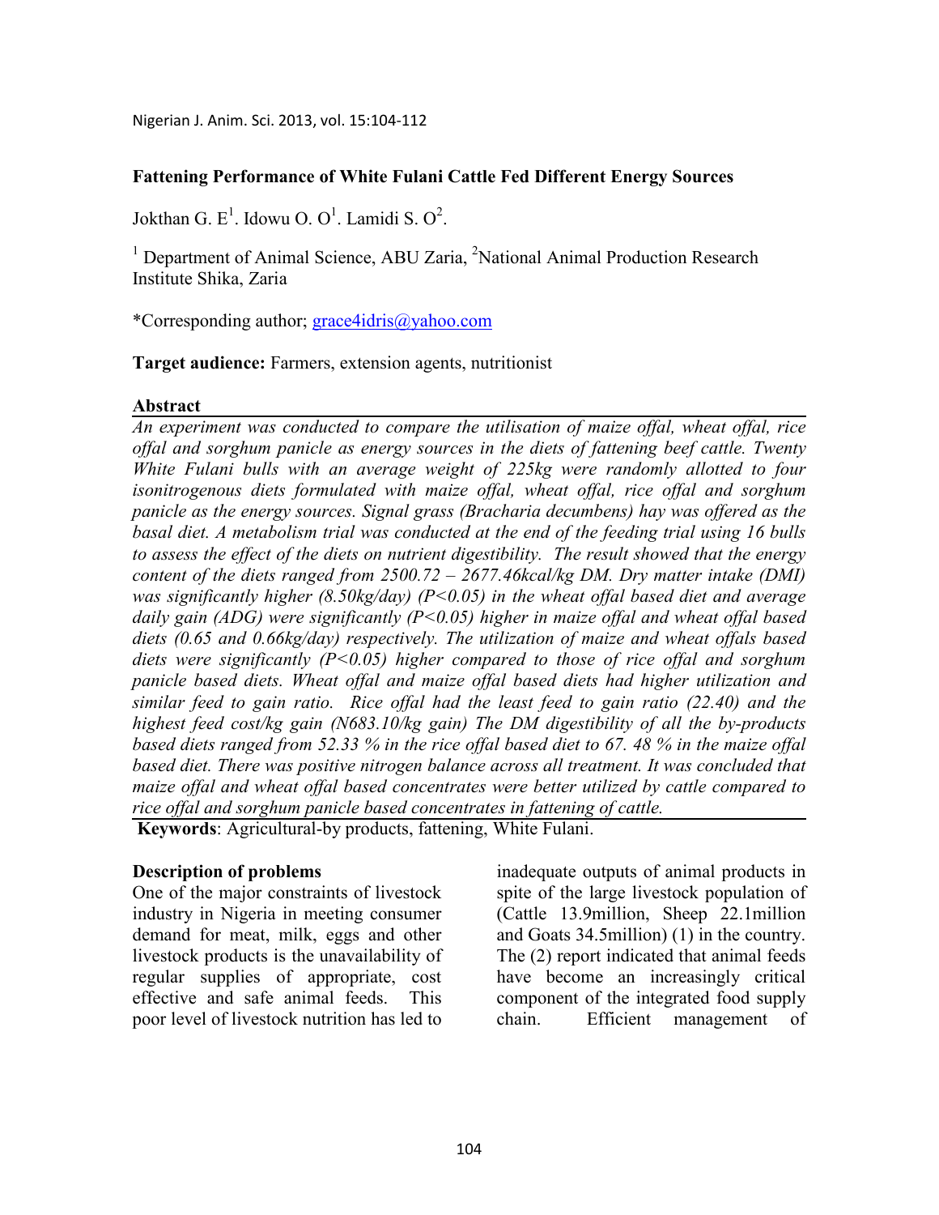# Fattening Performance of White Fulani Cattle Fed Different Energy Sources

Jokthan G. E[1]. Idowu O. O[1]. Lamidi S. O[2].

[1] Department of Animal Science, ABU Zaria, [2]National Animal Production Research Institute Shika, Zaria

*Corresponding author; grace4idris@yahoo.com

**Target audience:** Farmers, extension agents, nutritionist

## Abstract

*An experiment was conducted to compare the utilisation of maize offal, wheat offal, rice offal and sorghum panicle as energy sources in the diets of fattening beef cattle. Twenty White Fulani bulls with an average weight of 225kg were randomly allotted to four isonitrogenous diets formulated with maize offal, wheat offal, rice offal and sorghum panicle as the energy sources. Signal grass (Bracharia decumbens) hay was offered as the basal diet. A metabolism trial was conducted at the end of the feeding trial using 16 bulls to assess the effect of the diets on nutrient digestibility. The result showed that the energy content of the diets ranged from 2500.72 – 2677.46kcal/kg DM. Dry matter intake (DMI) was significantly higher (8.50kg/day) (P<0.05) in the wheat offal based diet and average daily gain (ADG) were significantly (P<0.05) higher in maize offal and wheat offal based diets (0.65 and 0.66kg/day) respectively. The utilization of maize and wheat offals based diets were significantly (P<0.05) higher compared to those of rice offal and sorghum panicle based diets. Wheat offal and maize offal based diets had higher utilization and similar feed to gain ratio. Rice offal had the least feed to gain ratio (22.40) and the highest feed cost/kg gain (N683.10/kg gain) The DM digestibility of all the by-products based diets ranged from 52.33 % in the rice offal based diet to 67. 48 % in the maize offal based diet. There was positive nitrogen balance across all treatment. It was concluded that maize offal and wheat offal based concentrates were better utilized by cattle compared to rice offal and sorghum panicle based concentrates in fattening of cattle.*

**Keywords**: Agricultural-by products, fattening, White Fulani.

## Description of problems

One of the major constraints of livestock industry in Nigeria in meeting consumer demand for meat, milk, eggs and other livestock products is the unavailability of regular supplies of appropriate, cost effective and safe animal feeds. This poor level of livestock nutrition has led to inadequate outputs of animal products in spite of the large livestock population of (Cattle 13.9million, Sheep 22.1million and Goats 34.5million) (1) in the country. The (2) report indicated that animal feeds have become an increasingly critical component of the integrated food supply chain. Efficient management of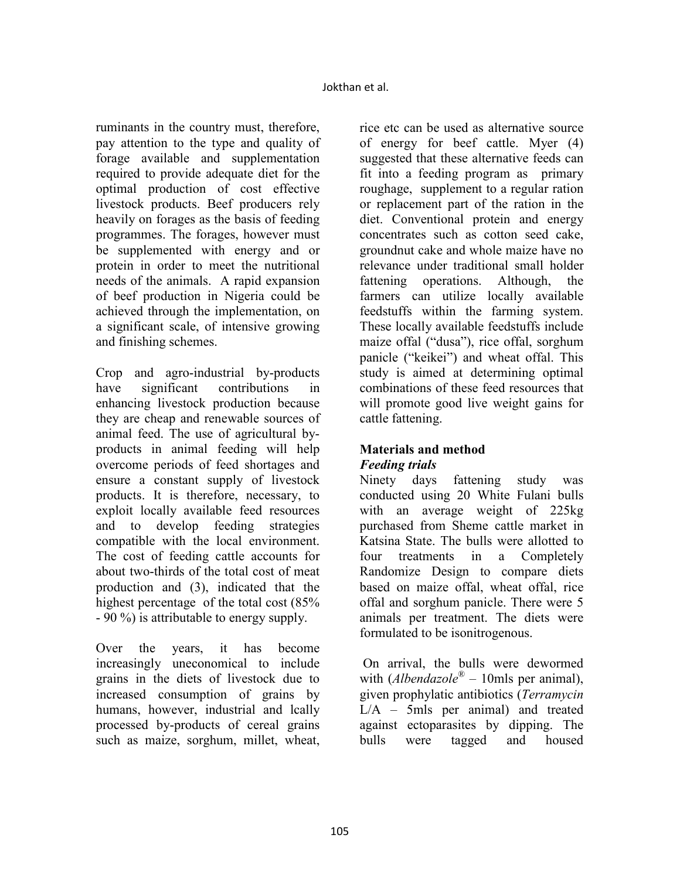ruminants in the country must, therefore, pay attention to the type and quality of forage available and supplementation required to provide adequate diet for the optimal production of cost effective livestock products. Beef producers rely heavily on forages as the basis of feeding programmes. The forages, however must be supplemented with energy and or protein in order to meet the nutritional needs of the animals. A rapid expansion of beef production in Nigeria could be achieved through the implementation, on a significant scale, of intensive growing and finishing schemes.

Crop and agro-industrial by-products have significant contributions in enhancing livestock production because they are cheap and renewable sources of animal feed. The use of agricultural by-products in animal feeding will help overcome periods of feed shortages and ensure a constant supply of livestock products. It is therefore, necessary, to exploit locally available feed resources and to develop feeding strategies compatible with the local environment. The cost of feeding cattle accounts for about two-thirds of the total cost of meat production and (3), indicated that the highest percentage of the total cost (85% - 90 %) is attributable to energy supply.

Over the years, it has become increasingly uneconomical to include grains in the diets of livestock due to increased consumption of grains by humans, however, industrial and lcally processed by-products of cereal grains such as maize, sorghum, millet, wheat, rice etc can be used as alternative source of energy for beef cattle. Myer (4) suggested that these alternative feeds can fit into a feeding program as primary roughage, supplement to a regular ration or replacement part of the ration in the diet. Conventional protein and energy concentrates such as cotton seed cake, groundnut cake and whole maize have no relevance under traditional small holder fattening operations. Although, the farmers can utilize locally available feedstuffs within the farming system. These locally available feedstuffs include maize offal ("dusa"), rice offal, sorghum panicle ("keikei") and wheat offal. This study is aimed at determining optimal combinations of these feed resources that will promote good live weight gains for cattle fattening.

## Materials and method

### *Feeding trials*

Ninety days fattening study was conducted using 20 White Fulani bulls with an average weight of 225kg purchased from Sheme cattle market in Katsina State. The bulls were allotted to four treatments in a Completely Randomize Design to compare diets based on maize offal, wheat offal, rice offal and sorghum panicle. There were 5 animals per treatment. The diets were formulated to be isonitrogenous.

On arrival, the bulls were dewormed with (*Albendazole*® – 10mls per animal), given prophylatic antibiotics (*Terramycin* L/A – 5mls per animal) and treated against ectoparasites by dipping. The bulls were tagged and housed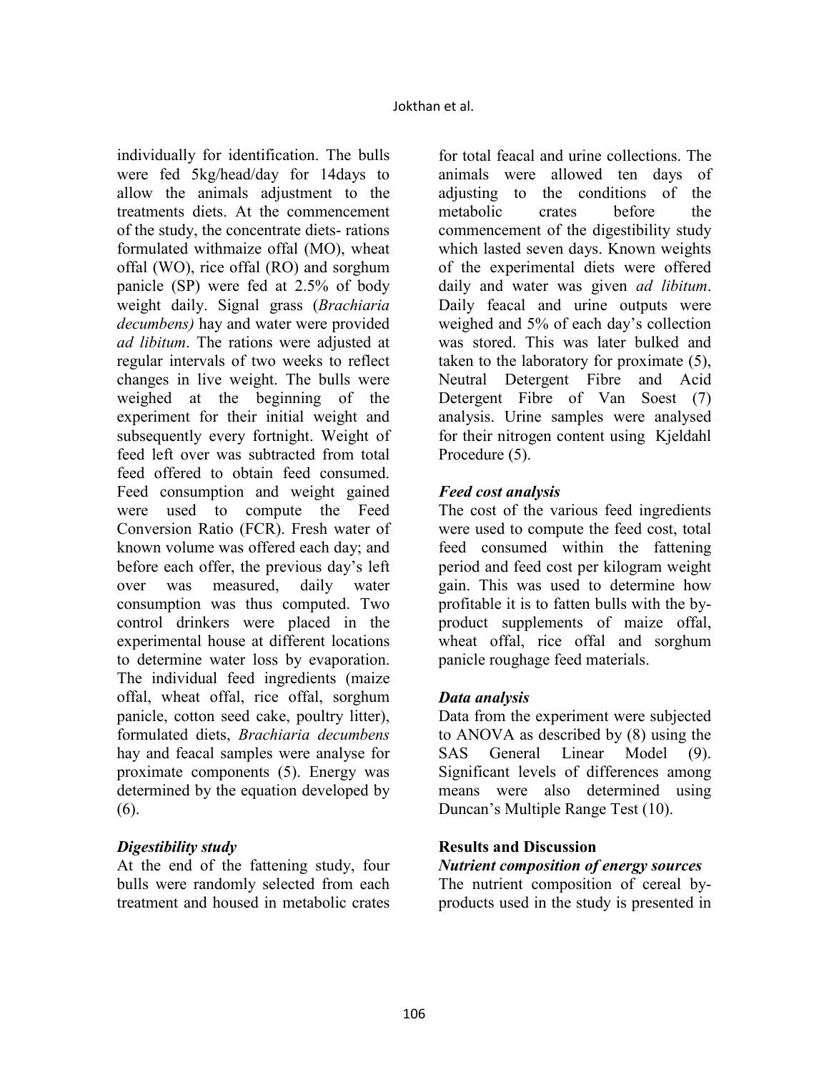individually for identification. The bulls were fed 5kg/head/day for 14days to allow the animals adjustment to the treatments diets. At the commencement of the study, the concentrate diets- rations formulated withmaize offal (MO), wheat offal (WO), rice offal (RO) and sorghum panicle (SP) were fed at 2.5% of body weight daily. Signal grass (*Brachiaria decumbens)* hay and water were provided *ad libitum*. The rations were adjusted at regular intervals of two weeks to reflect changes in live weight. The bulls were weighed at the beginning of the experiment for their initial weight and subsequently every fortnight. Weight of feed left over was subtracted from total feed offered to obtain feed consumed. Feed consumption and weight gained were used to compute the Feed Conversion Ratio (FCR). Fresh water of known volume was offered each day; and before each offer, the previous day's left over was measured, daily water consumption was thus computed. Two control drinkers were placed in the experimental house at different locations to determine water loss by evaporation. The individual feed ingredients (maize offal, wheat offal, rice offal, sorghum panicle, cotton seed cake, poultry litter), formulated diets, *Brachiaria decumbens* hay and feacal samples were analyse for proximate components (5). Energy was determined by the equation developed by (6).

### *Digestibility study*

At the end of the fattening study, four bulls were randomly selected from each treatment and housed in metabolic crates for total feacal and urine collections. The animals were allowed ten days of adjusting to the conditions of the metabolic crates before the commencement of the digestibility study which lasted seven days. Known weights of the experimental diets were offered daily and water was given *ad libitum*. Daily feacal and urine outputs were weighed and 5% of each day's collection was stored. This was later bulked and taken to the laboratory for proximate (5), Neutral Detergent Fibre and Acid Detergent Fibre of Van Soest (7) analysis. Urine samples were analysed for their nitrogen content using Kjeldahl Procedure (5).

### *Feed cost analysis*

The cost of the various feed ingredients were used to compute the feed cost, total feed consumed within the fattening period and feed cost per kilogram weight gain. This was used to determine how profitable it is to fatten bulls with the by-product supplements of maize offal, wheat offal, rice offal and sorghum panicle roughage feed materials.

### *Data analysis*

Data from the experiment were subjected to ANOVA as described by (8) using the SAS General Linear Model (9). Significant levels of differences among means were also determined using Duncan's Multiple Range Test (10).

## Results and Discussion

### *Nutrient composition of energy sources*

The nutrient composition of cereal by-products used in the study is presented in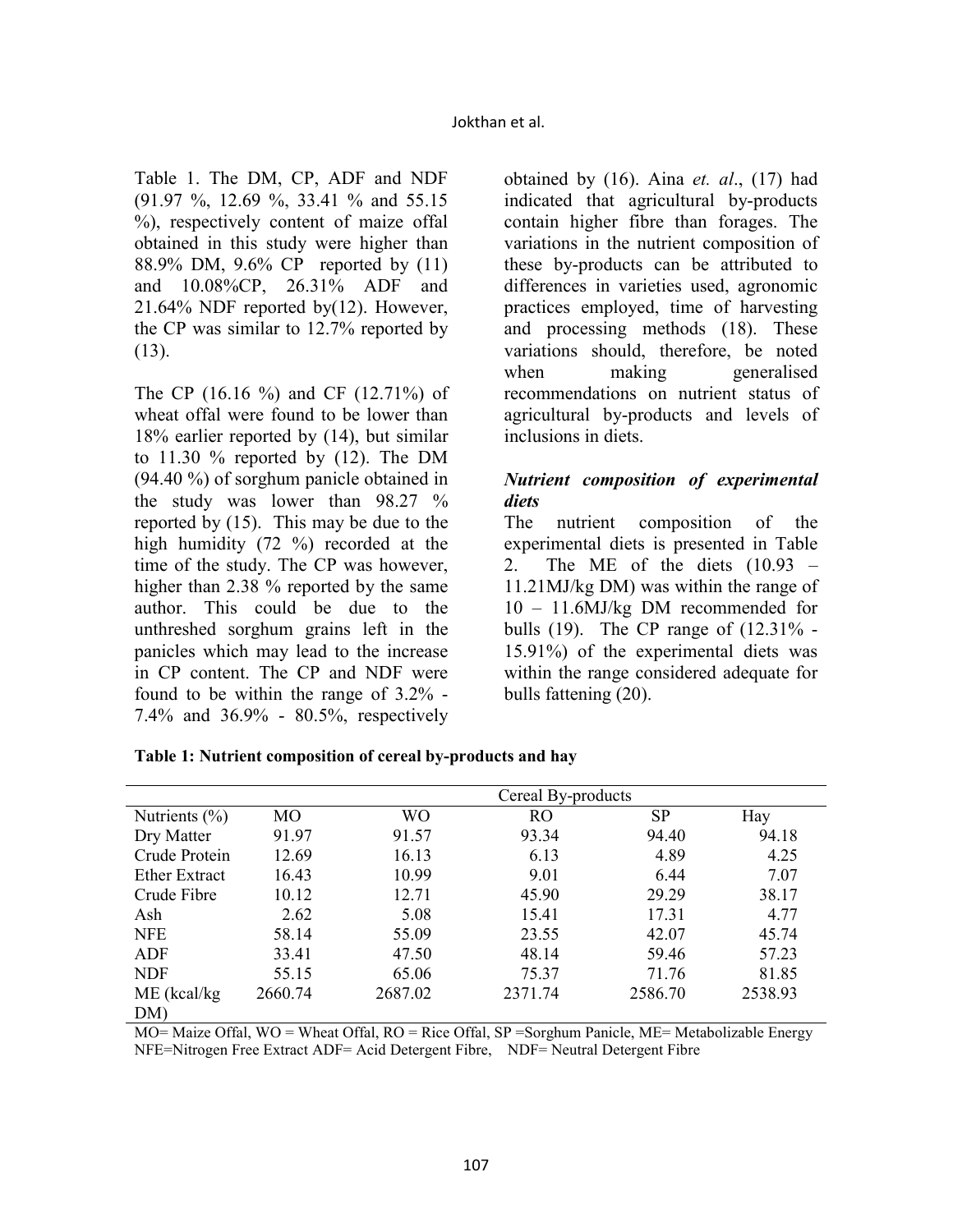Table 1. The DM, CP, ADF and NDF (91.97 %, 12.69 %, 33.41 % and 55.15 %), respectively content of maize offal obtained in this study were higher than 88.9% DM, 9.6% CP reported by (11) and 10.08%CP, 26.31% ADF and 21.64% NDF reported by(12). However, the CP was similar to 12.7% reported by (13).

The CP (16.16 %) and CF (12.71%) of wheat offal were found to be lower than 18% earlier reported by (14), but similar to 11.30 % reported by (12). The DM (94.40 %) of sorghum panicle obtained in the study was lower than 98.27 % reported by (15). This may be due to the high humidity (72 %) recorded at the time of the study. The CP was however, higher than 2.38 % reported by the same author. This could be due to the unthreshed sorghum grains left in the panicles which may lead to the increase in CP content. The CP and NDF were found to be within the range of 3.2% - 7.4% and 36.9% - 80.5%, respectively obtained by (16). Aina *et. al*., (17) had indicated that agricultural by-products contain higher fibre than forages. The variations in the nutrient composition of these by-products can be attributed to differences in varieties used, agronomic practices employed, time of harvesting and processing methods (18). These variations should, therefore, be noted when making generalised recommendations on nutrient status of agricultural by-products and levels of inclusions in diets.

### *Nutrient composition of experimental diets*

The nutrient composition of the experimental diets is presented in Table 2. The ME of the diets (10.93 – 11.21MJ/kg DM) was within the range of 10 – 11.6MJ/kg DM recommended for bulls (19). The CP range of (12.31% - 15.91%) of the experimental diets was within the range considered adequate for bulls fattening (20).

**Table 1: Nutrient composition of cereal by-products and hay**

| | Cereal By-products | | | | |
|---|---|---|---|---|---|
| Nutrients (%) | MO | WO | RO | SP | Hay |
| Dry Matter | 91.97 | 91.57 | 93.34 | 94.40 | 94.18 |
| Crude Protein | 12.69 | 16.13 | 6.13 | 4.89 | 4.25 |
| Ether Extract | 16.43 | 10.99 | 9.01 | 6.44 | 7.07 |
| Crude Fibre | 10.12 | 12.71 | 45.90 | 29.29 | 38.17 |
| Ash | 2.62 | 5.08 | 15.41 | 17.31 | 4.77 |
| NFE | 58.14 | 55.09 | 23.55 | 42.07 | 45.74 |
| ADF | 33.41 | 47.50 | 48.14 | 59.46 | 57.23 |
| NDF | 55.15 | 65.06 | 75.37 | 71.76 | 81.85 |
| ME (kcal/kg DM) | 2660.74 | 2687.02 | 2371.74 | 2586.70 | 2538.93 |

MO= Maize Offal, WO = Wheat Offal, RO = Rice Offal, SP =Sorghum Panicle, ME= Metabolizable Energy NFE=Nitrogen Free Extract ADF= Acid Detergent Fibre, NDF= Neutral Detergent Fibre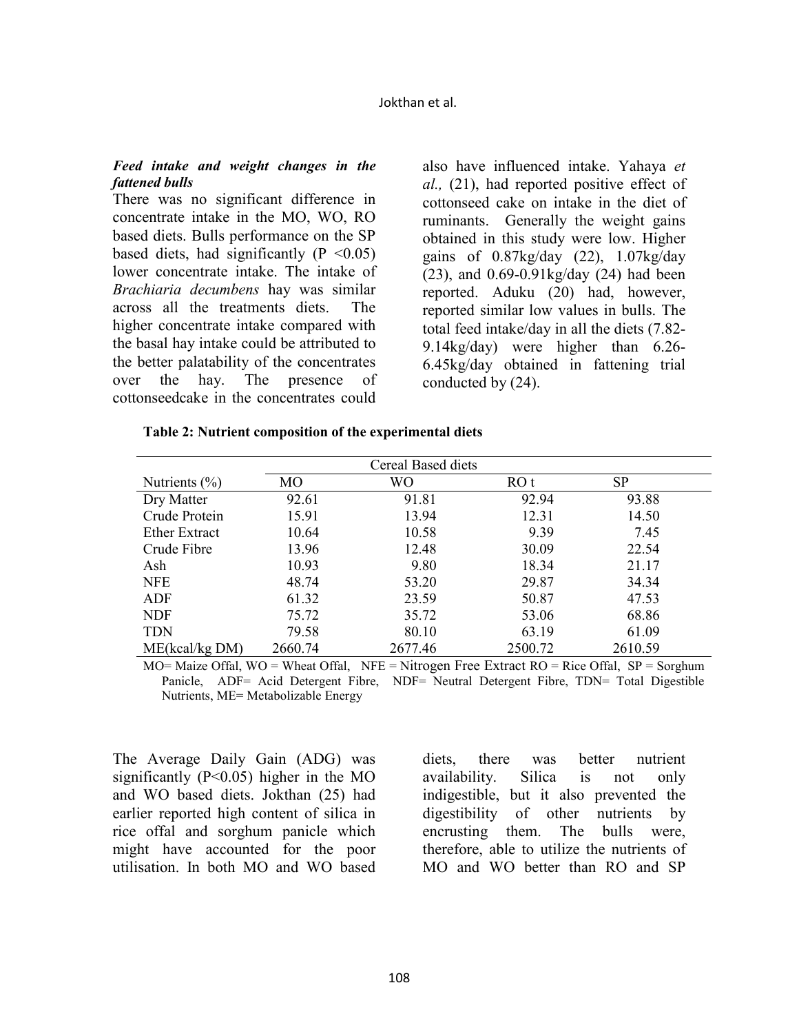***Feed intake and weight changes in the fattened bulls***

There was no significant difference in concentrate intake in the MO, WO, RO based diets. Bulls performance on the SP based diets, had significantly ($P < 0.05$) lower concentrate intake. The intake of *Brachiaria decumbens* hay was similar across all the treatments diets. The higher concentrate intake compared with the basal hay intake could be attributed to the better palatability of the concentrates over the hay. The presence of cottonseedcake in the concentrates could also have influenced intake. Yahaya *et al.,* (21), had reported positive effect of cottonseed cake on intake in the diet of ruminants. Generally the weight gains obtained in this study were low. Higher gains of 0.87kg/day (22), 1.07kg/day (23), and 0.69-0.91kg/day (24) had been reported. Aduku (20) had, however, reported similar low values in bulls. The total feed intake/day in all the diets (7.82-9.14kg/day) were higher than 6.26-6.45kg/day obtained in fattening trial conducted by (24).

**Table 2: Nutrient composition of the experimental diets**

| | Cereal Based diets | | | |
|---|---|---|---|---|
| Nutrients (%) | MO | WO | RO t | SP |
| Dry Matter | 92.61 | 91.81 | 92.94 | 93.88 |
| Crude Protein | 15.91 | 13.94 | 12.31 | 14.50 |
| Ether Extract | 10.64 | 10.58 | 9.39 | 7.45 |
| Crude Fibre | 13.96 | 12.48 | 30.09 | 22.54 |
| Ash | 10.93 | 9.80 | 18.34 | 21.17 |
| NFE | 48.74 | 53.20 | 29.87 | 34.34 |
| ADF | 61.32 | 23.59 | 50.87 | 47.53 |
| NDF | 75.72 | 35.72 | 53.06 | 68.86 |
| TDN | 79.58 | 80.10 | 63.19 | 61.09 |
| ME(kcal/kg DM) | 2660.74 | 2677.46 | 2500.72 | 2610.59 |

MO= Maize Offal, WO = Wheat Offal, NFE = Nitrogen Free Extract RO = Rice Offal, SP = Sorghum Panicle, ADF= Acid Detergent Fibre, NDF= Neutral Detergent Fibre, TDN= Total Digestible Nutrients, ME= Metabolizable Energy

The Average Daily Gain (ADG) was significantly ($P<0.05$) higher in the MO and WO based diets. Jokthan (25) had earlier reported high content of silica in rice offal and sorghum panicle which might have accounted for the poor utilisation. In both MO and WO based diets, there was better nutrient availability. Silica is not only indigestible, but it also prevented the digestibility of other nutrients by encrusting them. The bulls were, therefore, able to utilize the nutrients of MO and WO better than RO and SP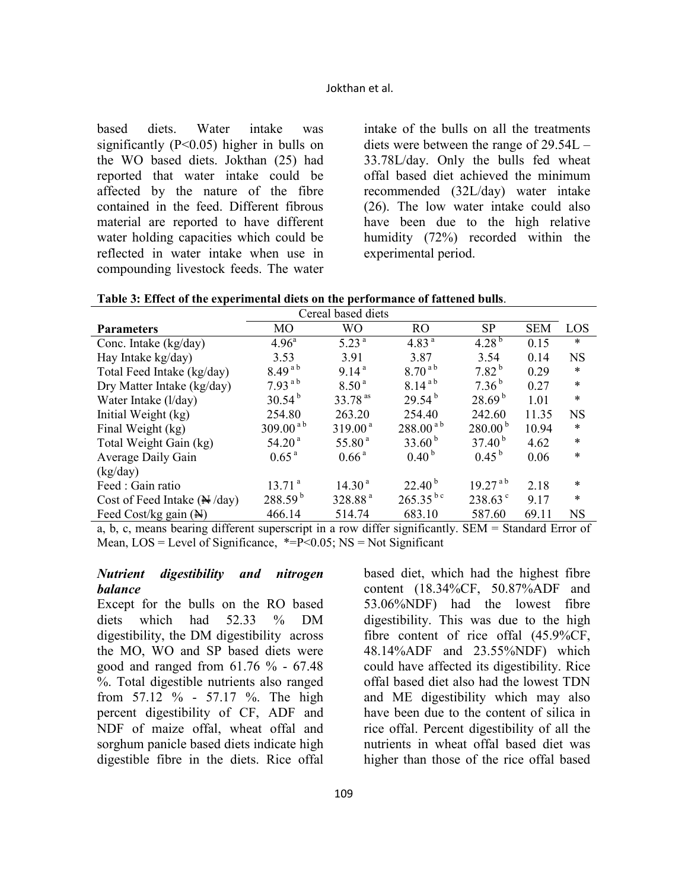based diets. Water intake was significantly ($P<0.05$) higher in bulls on the WO based diets. Jokthan (25) had reported that water intake could be affected by the nature of the fibre contained in the feed. Different fibrous material are reported to have different water holding capacities which could be reflected in water intake when use in compounding livestock feeds. The water intake of the bulls on all the treatments diets were between the range of 29.54L – 33.78L/day. Only the bulls fed wheat offal based diet achieved the minimum recommended (32L/day) water intake (26). The low water intake could also have been due to the high relative humidity (72%) recorded within the experimental period.

**Table 3: Effect of the experimental diets on the performance of fattened bulls**.

| | Cereal based diets | | | | | |
|---|---|---|---|---|---|---|
| **Parameters** | MO | WO | RO | SP | SEM | LOS |
| Conc. Intake (kg/day) | 4.96[a] | 5.23[a] | 4.83[a] | 4.28[b] | 0.15 | * |
| Hay Intake kg/day) | 3.53 | 3.91 | 3.87 | 3.54 | 0.14 | NS |
| Total Feed Intake (kg/day) | 8.49[a b] | 9.14[a] | 8.70[a b] | 7.82[b] | 0.29 | * |
| Dry Matter Intake (kg/day) | 7.93[a b] | 8.50[a] | 8.14[a b] | 7.36[b] | 0.27 | * |
| Water Intake (l/day) | 30.54[b] | 33.78[as] | 29.54[b] | 28.69[b] | 1.01 | * |
| Initial Weight (kg) | 254.80 | 263.20 | 254.40 | 242.60 | 11.35 | NS |
| Final Weight (kg) | 309.00[a b] | 319.00[a] | 288.00[a b] | 280.00[b] | 10.94 | * |
| Total Weight Gain (kg) | 54.20[a] | 55.80[a] | 33.60[b] | 37.40[b] | 4.62 | * |
| Average Daily Gain (kg/day) | 0.65[a] | 0.66[a] | 0.40[b] | 0.45[b] | 0.06 | * |
| Feed : Gain ratio | 13.71[a] | 14.30[a] | 22.40[b] | 19.27[a b] | 2.18 | * |
| Cost of Feed Intake (₦ /day) | 288.59[b] | 328.88[a] | 265.35[b c] | 238.63[c] | 9.17 | * |
| Feed Cost/kg gain (₦) | 466.14 | 514.74 | 683.10 | 587.60 | 69.11 | NS |

a, b, c, means bearing different superscript in a row differ significantly. SEM = Standard Error of Mean, LOS = Level of Significance, *=$P<0.05$; NS = Not Significant

### *Nutrient digestibility and nitrogen balance*

Except for the bulls on the RO based diets which had 52.33 % DM digestibility, the DM digestibility across the MO, WO and SP based diets were good and ranged from 61.76 % - 67.48 %. Total digestible nutrients also ranged from 57.12 % - 57.17 %. The high percent digestibility of CF, ADF and NDF of maize offal, wheat offal and sorghum panicle based diets indicate high digestible fibre in the diets. Rice offal based diet, which had the highest fibre content (18.34%CF, 50.87%ADF and 53.06%NDF) had the lowest fibre digestibility. This was due to the high fibre content of rice offal (45.9%CF, 48.14%ADF and 23.55%NDF) which could have affected its digestibility. Rice offal based diet also had the lowest TDN and ME digestibility which may also have been due to the content of silica in rice offal. Percent digestibility of all the nutrients in wheat offal based diet was higher than those of the rice offal based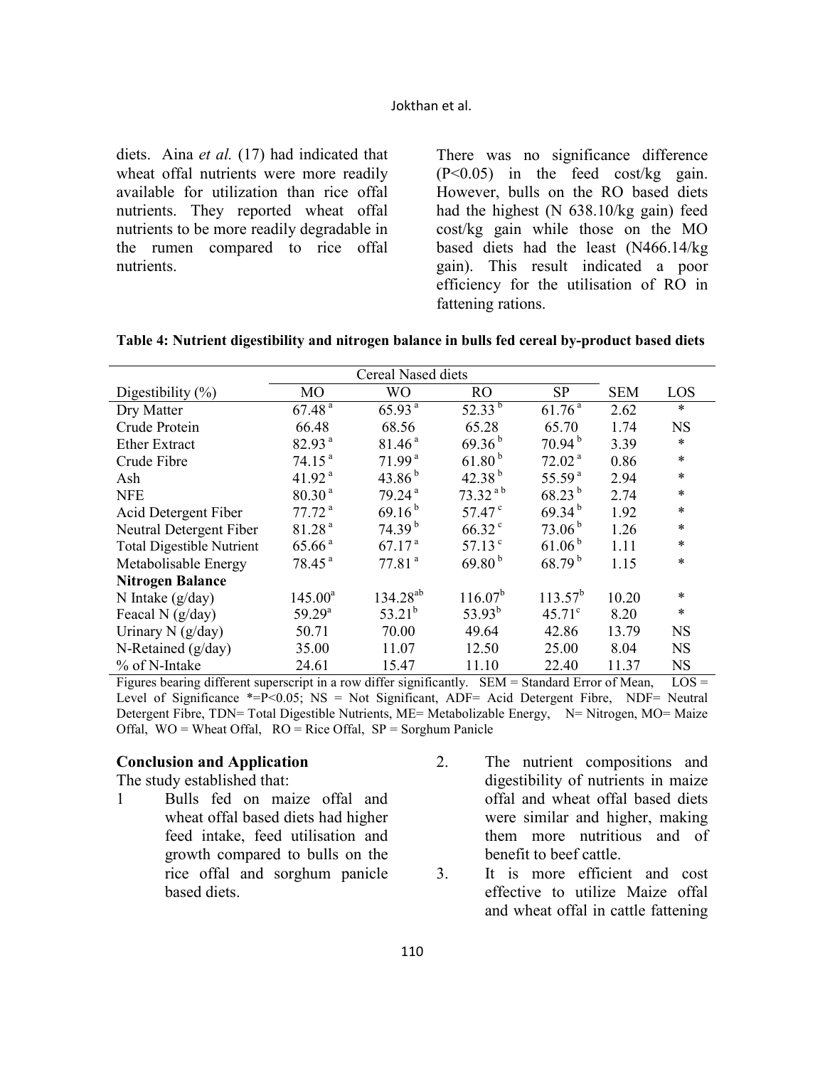diets. Aina *et al.* (17) had indicated that wheat offal nutrients were more readily available for utilization than rice offal nutrients. They reported wheat offal nutrients to be more readily degradable in the rumen compared to rice offal nutrients.

There was no significance difference (P<0.05) in the feed cost/kg gain. However, bulls on the RO based diets had the highest (N 638.10/kg gain) feed cost/kg gain while those on the MO based diets had the least (N466.14/kg gain). This result indicated a poor efficiency for the utilisation of RO in fattening rations.

**Table 4: Nutrient digestibility and nitrogen balance in bulls fed cereal by-product based diets**

| | Cereal Nased diets | | | | | |
|---|---|---|---|---|---|---|
| Digestibility (%) | MO | WO | RO | SP | SEM | LOS |
| Dry Matter | $67.48^{a}$ | $65.93^{a}$ | $52.33^{b}$ | $61.76^{a}$ | 2.62 | * |
| Crude Protein | 66.48 | 68.56 | 65.28 | 65.70 | 1.74 | NS |
| Ether Extract | $82.93^{a}$ | $81.46^{a}$ | $69.36^{b}$ | $70.94^{b}$ | 3.39 | * |
| Crude Fibre | $74.15^{a}$ | $71.99^{a}$ | $61.80^{b}$ | $72.02^{a}$ | 0.86 | * |
| Ash | $41.92^{a}$ | $43.86^{b}$ | $42.38^{b}$ | $55.59^{a}$ | 2.94 | * |
| NFE | $80.30^{a}$ | $79.24^{a}$ | $73.32^{ab}$ | $68.23^{b}$ | 2.74 | * |
| Acid Detergent Fiber | $77.72^{a}$ | $69.16^{b}$ | $57.47^{c}$ | $69.34^{b}$ | 1.92 | * |
| Neutral Detergent Fiber | $81.28^{a}$ | $74.39^{b}$ | $66.32^{c}$ | $73.06^{b}$ | 1.26 | * |
| Total Digestible Nutrient | $65.66^{a}$ | $67.17^{a}$ | $57.13^{c}$ | $61.06^{b}$ | 1.11 | * |
| Metabolisable Energy | $78.45^{a}$ | $77.81^{a}$ | $69.80^{b}$ | $68.79^{b}$ | 1.15 | * |
| **Nitrogen Balance** | | | | | | |
| N Intake (g/day) | $145.00^{a}$ | $134.28^{ab}$ | $116.07^{b}$ | $113.57^{b}$ | 10.20 | * |
| Feacal N (g/day) | $59.29^{a}$ | $53.21^{b}$ | $53.93^{b}$ | $45.71^{c}$ | 8.20 | * |
| Urinary N (g/day) | 50.71 | 70.00 | 49.64 | 42.86 | 13.79 | NS |
| N-Retained (g/day) | 35.00 | 11.07 | 12.50 | 25.00 | 8.04 | NS |
| % of N-Intake | 24.61 | 15.47 | 11.10 | 22.40 | 11.37 | NS |

Figures bearing different superscript in a row differ significantly. SEM = Standard Error of Mean, LOS = Level of Significance *=P<0.05; NS = Not Significant, ADF= Acid Detergent Fibre, NDF= Neutral Detergent Fibre, TDN= Total Digestible Nutrients, ME= Metabolizable Energy, N= Nitrogen, MO= Maize Offal, WO = Wheat Offal, RO = Rice Offal, SP = Sorghum Panicle

## Conclusion and Application

The study established that:

1. Bulls fed on maize offal and wheat offal based diets had higher feed intake, feed utilisation and growth compared to bulls on the rice offal and sorghum panicle based diets.
2. The nutrient compositions and digestibility of nutrients in maize offal and wheat offal based diets were similar and higher, making them more nutritious and of benefit to beef cattle.
3. It is more efficient and cost effective to utilize Maize offal and wheat offal in cattle fattening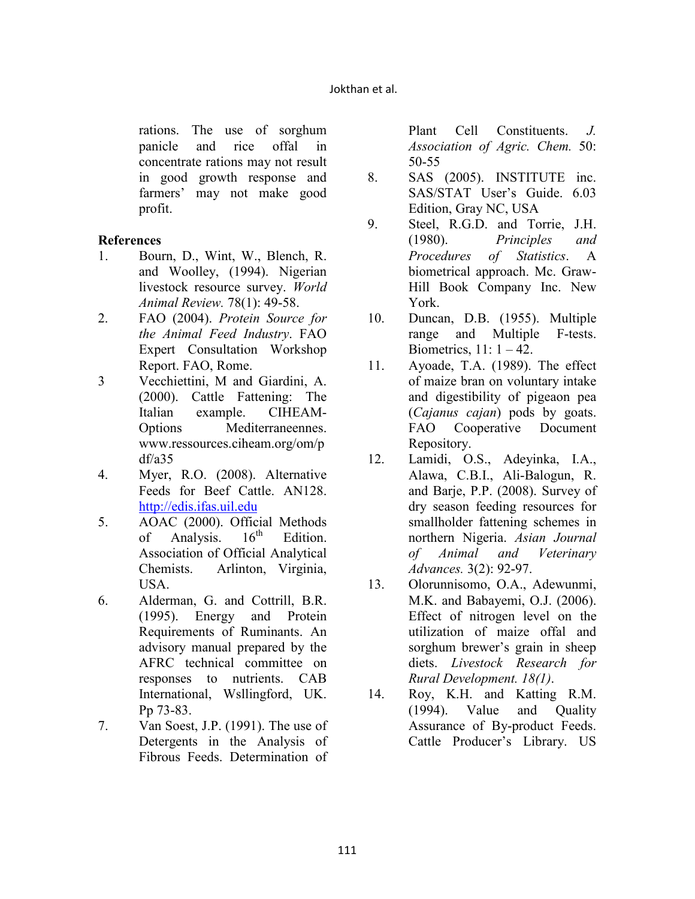rations. The use of sorghum panicle and rice offal in concentrate rations may not result in good growth response and farmers' may not make good profit.

## References

1. Bourn, D., Wint, W., Blench, R. and Woolley, (1994). Nigerian livestock resource survey. *World Animal Review.* 78(1): 49-58.
2. FAO (2004). *Protein Source for the Animal Feed Industry*. FAO Expert Consultation Workshop Report. FAO, Rome.
3. Vecchiettini, M and Giardini, A. (2000). Cattle Fattening: The Italian example. CIHEAM-Options Mediterraneennes. www.ressources.ciheam.org/om/pdf/a35
4. Myer, R.O. (2008). Alternative Feeds for Beef Cattle. AN128. http://edis.ifas.uil.edu
5. AOAC (2000). Official Methods of Analysis. 16th Edition. Association of Official Analytical Chemists. Arlinton, Virginia, USA.
6. Alderman, G. and Cottrill, B.R. (1995). Energy and Protein Requirements of Ruminants. An advisory manual prepared by the AFRC technical committee on responses to nutrients. CAB International, Wsllingford, UK. Pp 73-83.
7. Van Soest, J.P. (1991). The use of Detergents in the Analysis of Fibrous Feeds. Determination of Plant Cell Constituents. *J. Association of Agric. Chem.* 50: 50-55
8. SAS (2005). INSTITUTE inc. SAS/STAT User's Guide. 6.03 Edition, Gray NC, USA
9. Steel, R.G.D. and Torrie, J.H. (1980). *Principles and Procedures of Statistics*. A biometrical approach. Mc. Graw-Hill Book Company Inc. New York.
10. Duncan, D.B. (1955). Multiple range and Multiple F-tests. Biometrics, 11: 1 – 42.
11. Ayoade, T.A. (1989). The effect of maize bran on voluntary intake and digestibility of pigeaon pea (*Cajanus cajan*) pods by goats. FAO Cooperative Document Repository.
12. Lamidi, O.S., Adeyinka, I.A., Alawa, C.B.I., Ali-Balogun, R. and Barje, P.P. (2008). Survey of dry season feeding resources for smallholder fattening schemes in northern Nigeria. *Asian Journal of Animal and Veterinary Advances.* 3(2): 92-97.
13. Olorunnisomo, O.A., Adewunmi, M.K. and Babayemi, O.J. (2006). Effect of nitrogen level on the utilization of maize offal and sorghum brewer's grain in sheep diets. *Livestock Research for Rural Development. 18(1)*.
14. Roy, K.H. and Katting R.M. (1994). Value and Quality Assurance of By-product Feeds. Cattle Producer's Library. US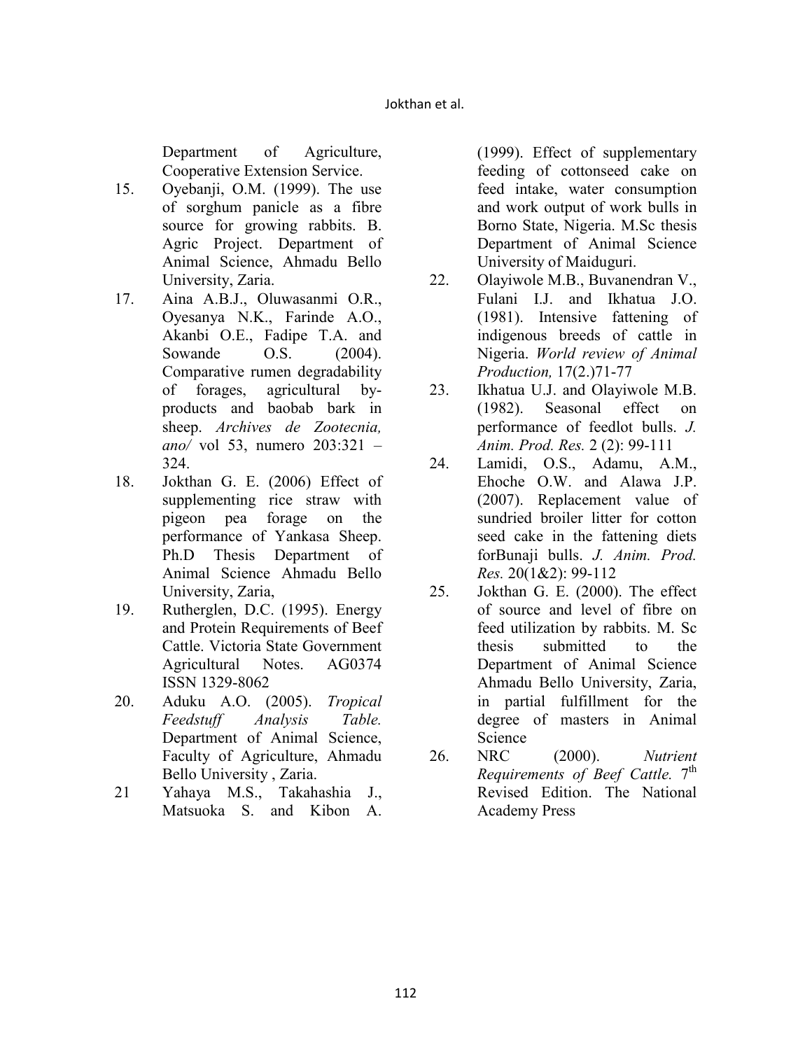Department of Agriculture, Cooperative Extension Service.

15. Oyebanji, O.M. (1999). The use of sorghum panicle as a fibre source for growing rabbits. B. Agric Project. Department of Animal Science, Ahmadu Bello University, Zaria.
17. Aina A.B.J., Oluwasanmi O.R., Oyesanya N.K., Farinde A.O., Akanbi O.E., Fadipe T.A. and Sowande O.S. (2004). Comparative rumen degradability of forages, agricultural by-products and baobab bark in sheep. *Archives de Zootecnia, ano/* vol 53, numero 203:321 – 324.
18. Jokthan G. E. (2006) Effect of supplementing rice straw with pigeon pea forage on the performance of Yankasa Sheep. Ph.D Thesis Department of Animal Science Ahmadu Bello University, Zaria,
19. Rutherglen, D.C. (1995). Energy and Protein Requirements of Beef Cattle. Victoria State Government Agricultural Notes. AG0374 ISSN 1329-8062
20. Aduku A.O. (2005). *Tropical Feedstuff Analysis Table.* Department of Animal Science, Faculty of Agriculture, Ahmadu Bello University , Zaria.
21 Yahaya M.S., Takahashia J., Matsuoka S. and Kibon A. (1999). Effect of supplementary feeding of cottonseed cake on feed intake, water consumption and work output of work bulls in Borno State, Nigeria. M.Sc thesis Department of Animal Science University of Maiduguri.
22. Olayiwole M.B., Buvanendran V., Fulani I.J. and Ikhatua J.O. (1981). Intensive fattening of indigenous breeds of cattle in Nigeria. *World review of Animal Production,* 17(2.)71-77
23. Ikhatua U.J. and Olayiwole M.B. (1982). Seasonal effect on performance of feedlot bulls. *J. Anim. Prod. Res.* 2 (2): 99-111
24. Lamidi, O.S., Adamu, A.M., Ehoche O.W. and Alawa J.P. (2007). Replacement value of sundried broiler litter for cotton seed cake in the fattening diets forBunaji bulls. *J. Anim. Prod. Res.* 20(1&2): 99-112
25. Jokthan G. E. (2000). The effect of source and level of fibre on feed utilization by rabbits. M. Sc thesis submitted to the Department of Animal Science Ahmadu Bello University, Zaria, in partial fulfillment for the degree of masters in Animal Science
26. NRC (2000). *Nutrient Requirements of Beef Cattle.* 7th Revised Edition. The National Academy Press